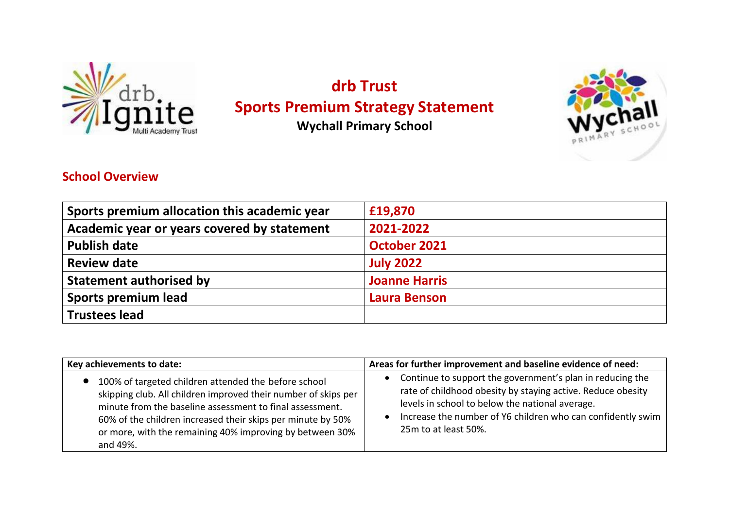# drb Trust

# Sports Premium Strategy Statement

### Wychall Primary School

## School Overview

| Sports premium allocation this academic year | £19,870 |
|---|---|
| Academic year or years covered by statement | 2021-2022 |
| Publish date | October 2021 |
| Review date | July 2022 |
| Statement authorised by | Joanne Harris |
| Sports premium lead | Laura Benson |
| Trustees lead | |

| Key achievements to date: | Areas for further improvement and baseline evidence of need: |
|---|---|
| • 100% of targeted children attended the before school skipping club. All children improved their number of skips per minute from the baseline assessment to final assessment. 60% of the children increased their skips per minute by 50% or more, with the remaining 40% improving by between 30% and 49%. | • Continue to support the government's plan in reducing the rate of childhood obesity by staying active. Reduce obesity levels in school to below the national average. <br> • Increase the number of Y6 children who can confidently swim 25m to at least 50%. |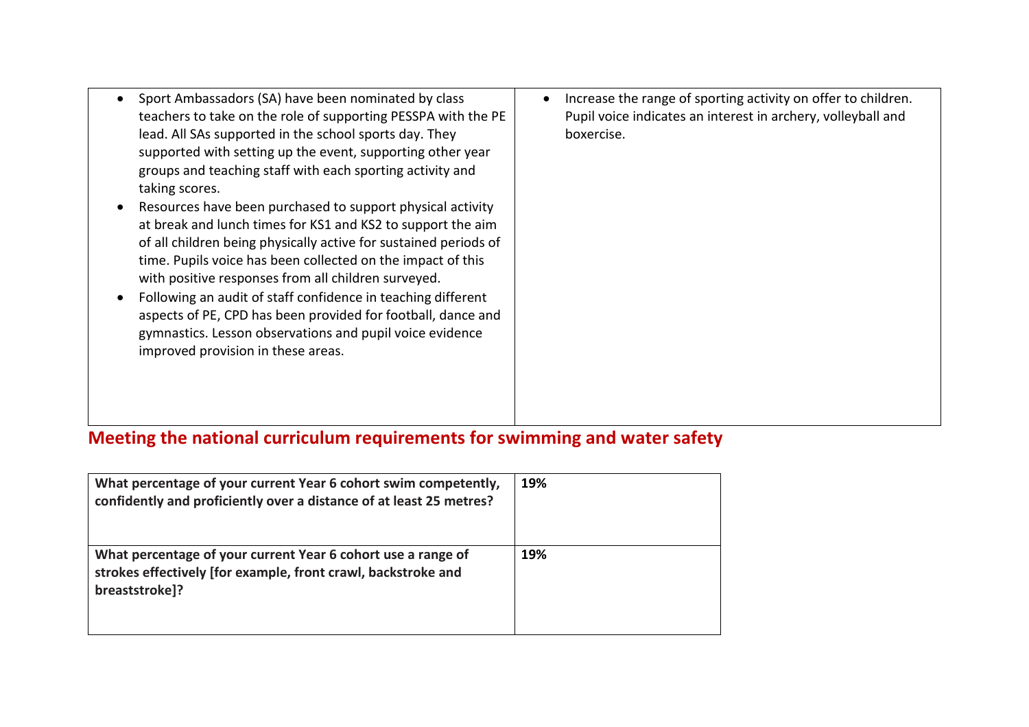| | |
|---|---|
| • Sport Ambassadors (SA) have been nominated by class teachers to take on the role of supporting PESSPA with the PE lead. All SAs supported in the school sports day. They supported with setting up the event, supporting other year groups and teaching staff with each sporting activity and taking scores.<br>• Resources have been purchased to support physical activity at break and lunch times for KS1 and KS2 to support the aim of all children being physically active for sustained periods of time. Pupils voice has been collected on the impact of this with positive responses from all children surveyed.<br>• Following an audit of staff confidence in teaching different aspects of PE, CPD has been provided for football, dance and gymnastics. Lesson observations and pupil voice evidence improved provision in these areas. | • Increase the range of sporting activity on offer to children. Pupil voice indicates an interest in archery, volleyball and boxercise. |

## Meeting the national curriculum requirements for swimming and water safety

| | |
|---|---|
| **What percentage of your current Year 6 cohort swim competently, confidently and proficiently over a distance of at least 25 metres?** | **19%** |
| **What percentage of your current Year 6 cohort use a range of strokes effectively [for example, front crawl, backstroke and breaststroke]?** | **19%** |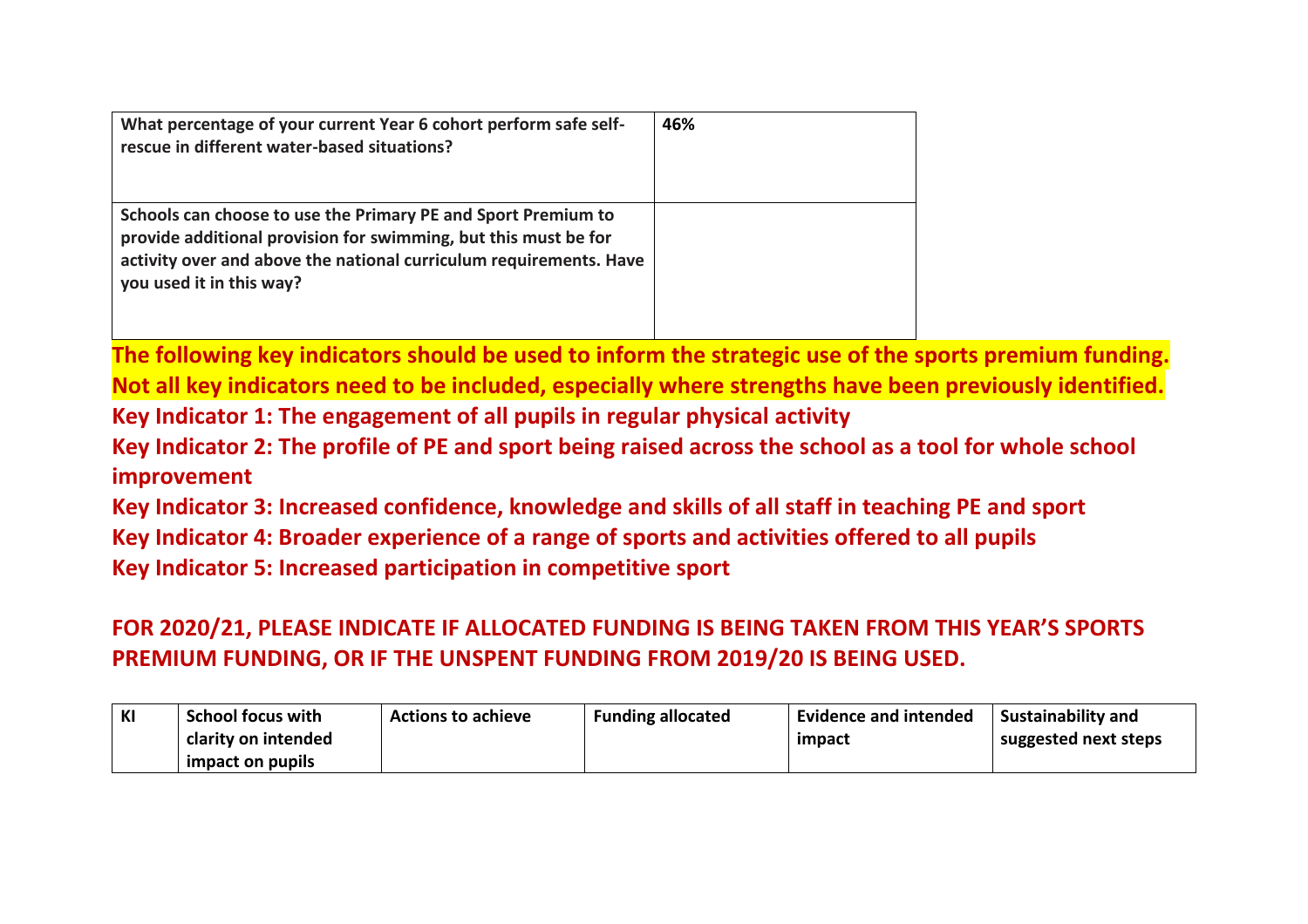| | |
|---|---|
| **What percentage of your current Year 6 cohort perform safe self-rescue in different water-based situations?** | **46%** |
| **Schools can choose to use the Primary PE and Sport Premium to provide additional provision for swimming, but this must be for activity over and above the national curriculum requirements. Have you used it in this way?** | |

**The following key indicators should be used to inform the strategic use of the sports premium funding. Not all key indicators need to be included, especially where strengths have been previously identified.**

**Key Indicator 1: The engagement of all pupils in regular physical activity**

**Key Indicator 2: The profile of PE and sport being raised across the school as a tool for whole school improvement**

**Key Indicator 3: Increased confidence, knowledge and skills of all staff in teaching PE and sport**

**Key Indicator 4: Broader experience of a range of sports and activities offered to all pupils**

**Key Indicator 5: Increased participation in competitive sport**

**FOR 2020/21, PLEASE INDICATE IF ALLOCATED FUNDING IS BEING TAKEN FROM THIS YEAR'S SPORTS PREMIUM FUNDING, OR IF THE UNSPENT FUNDING FROM 2019/20 IS BEING USED.**

| KI | School focus with clarity on intended impact on pupils | Actions to achieve | Funding allocated | Evidence and intended impact | Sustainability and suggested next steps |
|---|---|---|---|---|---|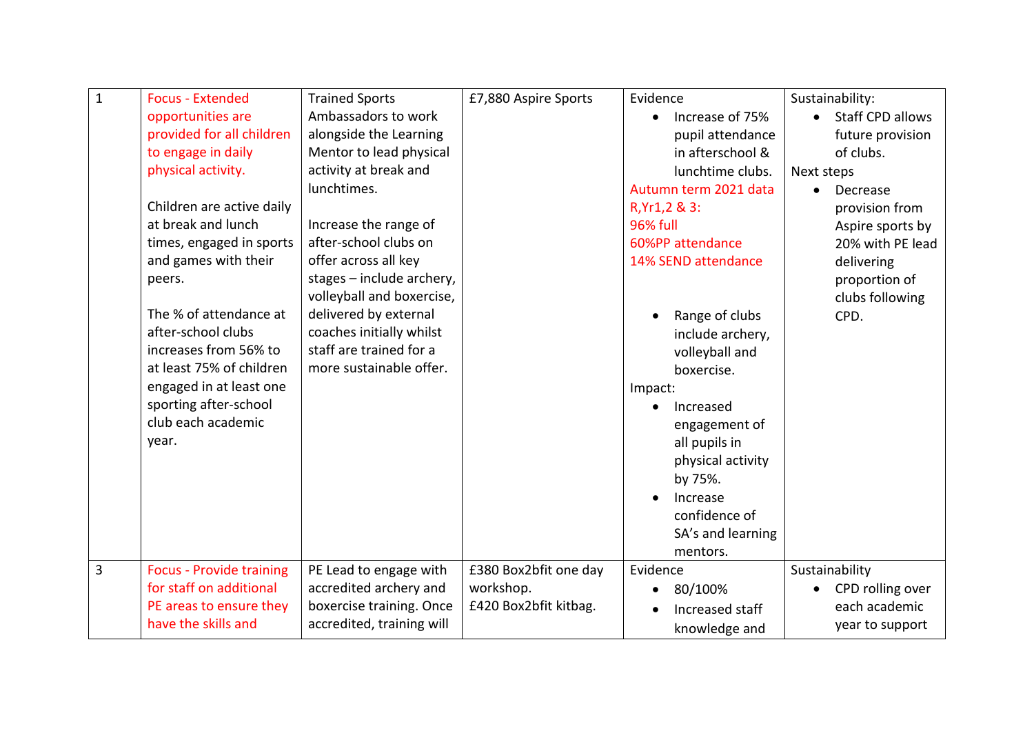| | | | | | |
|---|---|---|---|---|---|
| 1 | Focus - Extended opportunities are provided for all children to engage in daily physical activity.<br><br>Children are active daily at break and lunch times, engaged in sports and games with their peers.<br><br>The % of attendance at after-school clubs increases from 56% to at least 75% of children engaged in at least one sporting after-school club each academic year. | Trained Sports Ambassadors to work alongside the Learning Mentor to lead physical activity at break and lunchtimes.<br><br>Increase the range of after-school clubs on offer across all key stages – include archery, volleyball and boxercise, delivered by external coaches initially whilst staff are trained for a more sustainable offer. | £7,880 Aspire Sports | Evidence<br>• Increase of 75% pupil attendance in afterschool & lunchtime clubs.<br>Autumn term 2021 data R,Yr1,2 & 3:<br>96% full<br>60%PP attendance<br>14% SEND attendance<br><br>• Range of clubs include archery, volleyball and boxercise.<br>Impact:<br>• Increased engagement of all pupils in physical activity by 75%.<br>• Increase confidence of SA's and learning mentors. | Sustainability:<br>• Staff CPD allows future provision of clubs.<br>Next steps<br>• Decrease provision from Aspire sports by 20% with PE lead delivering proportion of clubs following CPD. |
| 3 | Focus - Provide training for staff on additional PE areas to ensure they have the skills and | PE Lead to engage with accredited archery and boxercise training. Once accredited, training will | £380 Box2bfit one day workshop.<br>£420 Box2bfit kitbag. | Evidence<br>• 80/100%<br>• Increased staff knowledge and | Sustainability<br>• CPD rolling over each academic year to support |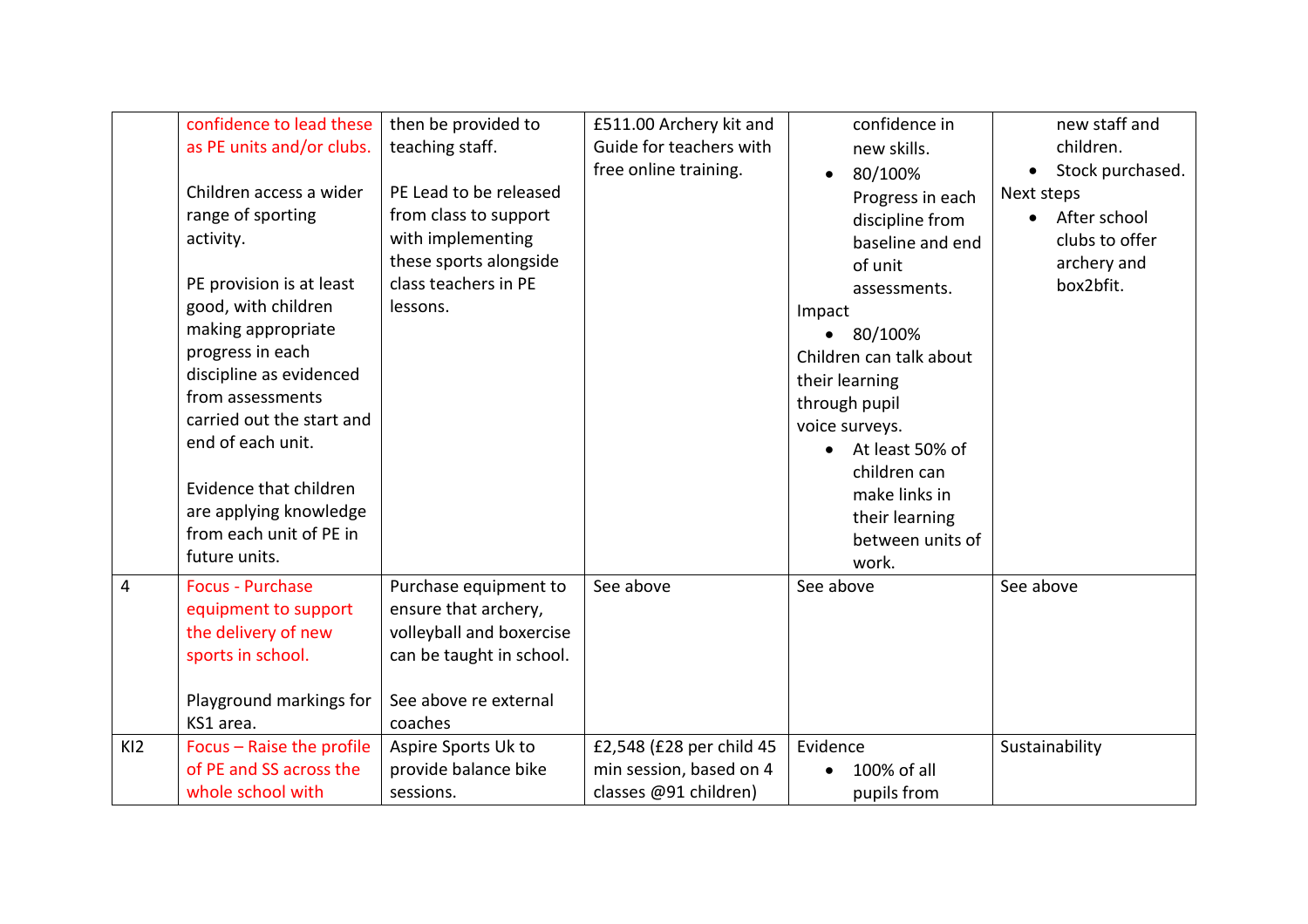| | | | | | |
|---|---|---|---|---|---|
| | confidence to lead these as PE units and/or clubs.<br><br>Children access a wider range of sporting activity.<br><br>PE provision is at least good, with children making appropriate progress in each discipline as evidenced from assessments carried out the start and end of each unit.<br><br>Evidence that children are applying knowledge from each unit of PE in future units. | then be provided to teaching staff.<br><br>PE Lead to be released from class to support with implementing these sports alongside class teachers in PE lessons. | £511.00 Archery kit and Guide for teachers with free online training. | confidence in new skills.<br>• 80/100% Progress in each discipline from baseline and end of unit assessments.<br>Impact<br>• 80/100%<br>Children can talk about their learning through pupil voice surveys.<br>• At least 50% of children can make links in their learning between units of work. | new staff and children.<br>• Stock purchased.<br>Next steps<br>• After school clubs to offer archery and box2bfit. |
| 4 | Focus - Purchase equipment to support the delivery of new sports in school.<br><br>Playground markings for KS1 area. | Purchase equipment to ensure that archery, volleyball and boxercise can be taught in school.<br><br>See above re external coaches | See above | See above | See above |
| KI2 | Focus – Raise the profile of PE and SS across the whole school with | Aspire Sports Uk to provide balance bike sessions. | £2,548 (£28 per child 45 min session, based on 4 classes @91 children) | Evidence<br>• 100% of all pupils from | Sustainability |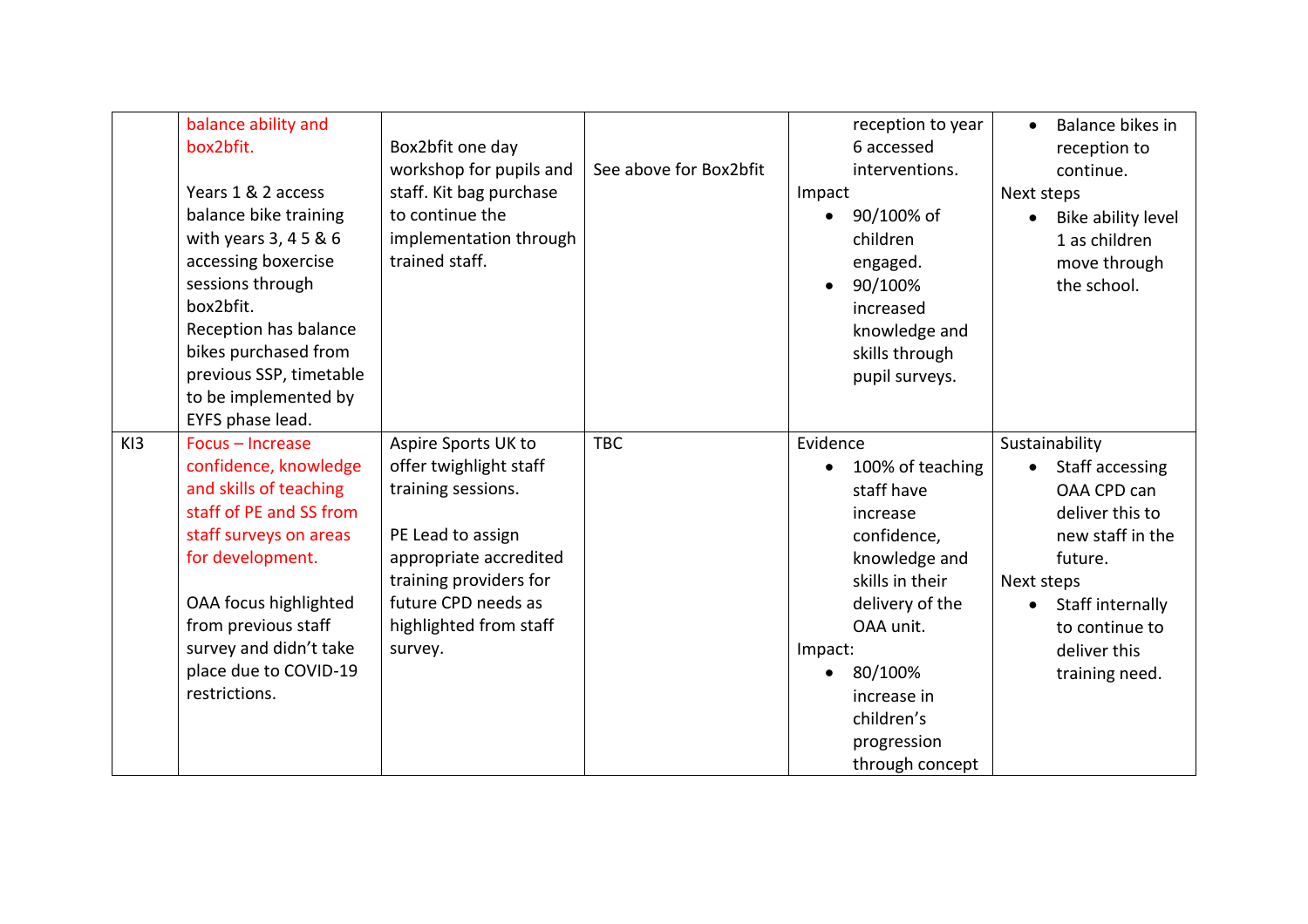| | | | | | |
|---|---|---|---|---|---|
| | balance ability and box2bfit.<br><br>Years 1 & 2 access balance bike training with years 3, 4 5 & 6 accessing boxercise sessions through box2bfit.<br>Reception has balance bikes purchased from previous SSP, timetable to be implemented by EYFS phase lead. | Box2bfit one day workshop for pupils and staff. Kit bag purchase to continue the implementation through trained staff. | See above for Box2bfit | reception to year 6 accessed interventions.<br>Impact<br>• 90/100% of children engaged.<br>• 90/100% increased knowledge and skills through pupil surveys. | • Balance bikes in reception to continue.<br>Next steps<br>• Bike ability level 1 as children move through the school. |
| KI3 | Focus – Increase confidence, knowledge and skills of teaching staff of PE and SS from staff surveys on areas for development.<br><br>OAA focus highlighted from previous staff survey and didn't take place due to COVID-19 restrictions. | Aspire Sports UK to offer twighlight staff training sessions.<br><br>PE Lead to assign appropriate accredited training providers for future CPD needs as highlighted from staff survey. | TBC | Evidence<br>• 100% of teaching staff have increase confidence, knowledge and skills in their delivery of the OAA unit.<br>Impact:<br>• 80/100% increase in children's progression through concept | Sustainability<br>• Staff accessing OAA CPD can deliver this to new staff in the future.<br>Next steps<br>• Staff internally to continue to deliver this training need. |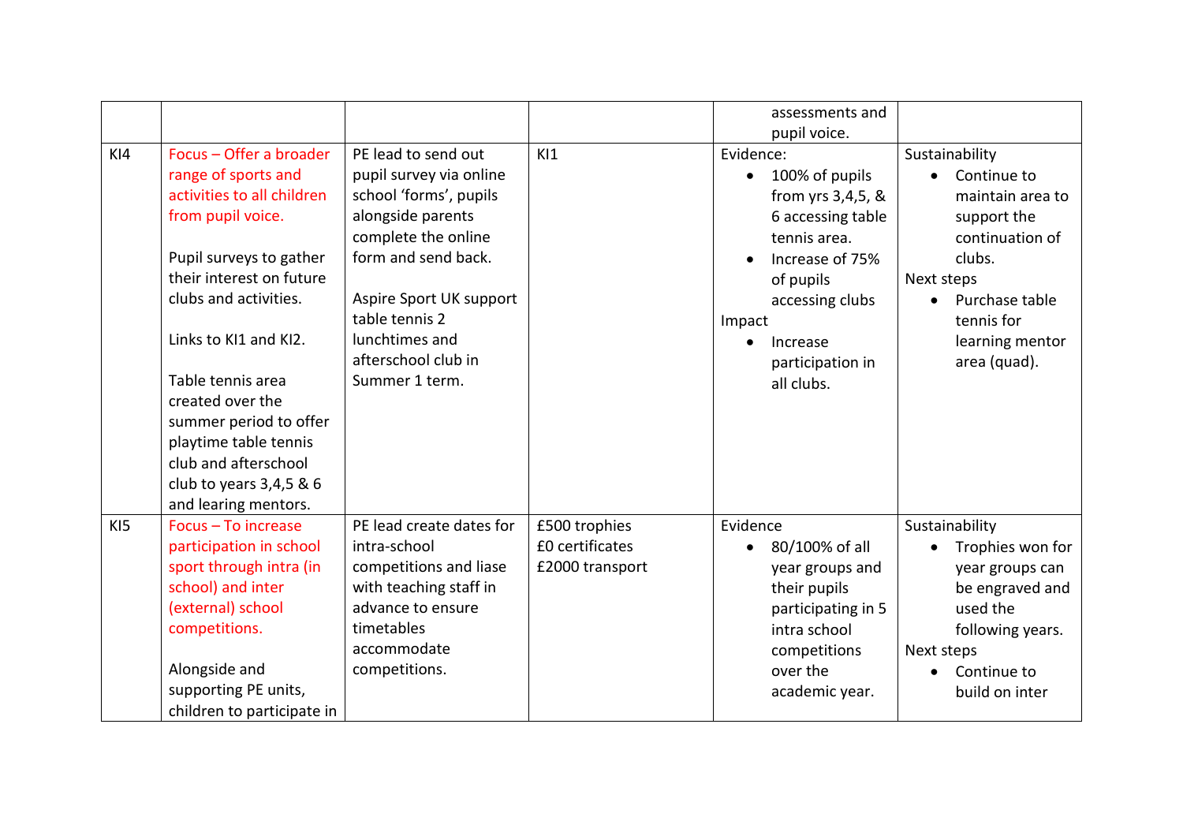|  |  |  |  |  |  |
|---|---|---|---|---|---|
|  |  |  |  | assessments and pupil voice. |  |
| KI4 | Focus – Offer a broader range of sports and activities to all children from pupil voice.<br><br>Pupil surveys to gather their interest on future clubs and activities.<br><br>Links to KI1 and KI2.<br><br>Table tennis area created over the summer period to offer playtime table tennis club and afterschool club to years 3,4,5 & 6 and learing mentors. | PE lead to send out pupil survey via online school 'forms', pupils alongside parents complete the online form and send back.<br><br>Aspire Sport UK support table tennis 2 lunchtimes and afterschool club in Summer 1 term. | KI1 | Evidence:<br>• 100% of pupils from yrs 3,4,5, & 6 accessing table tennis area.<br>• Increase of 75% of pupils accessing clubs<br>Impact<br>• Increase participation in all clubs. | Sustainability<br>• Continue to maintain area to support the continuation of clubs.<br>Next steps<br>• Purchase table tennis for learning mentor area (quad). |
| KI5 | Focus – To increase participation in school sport through intra (in school) and inter (external) school competitions.<br><br>Alongside and supporting PE units, children to participate in | PE lead create dates for intra-school competitions and liase with teaching staff in advance to ensure timetables accommodate competitions. | £500 trophies<br>£0 certificates<br>£2000 transport | Evidence<br>• 80/100% of all year groups and their pupils participating in 5 intra school competitions over the academic year. | Sustainability<br>• Trophies won for year groups can be engraved and used the following years.<br>Next steps<br>• Continue to build on inter |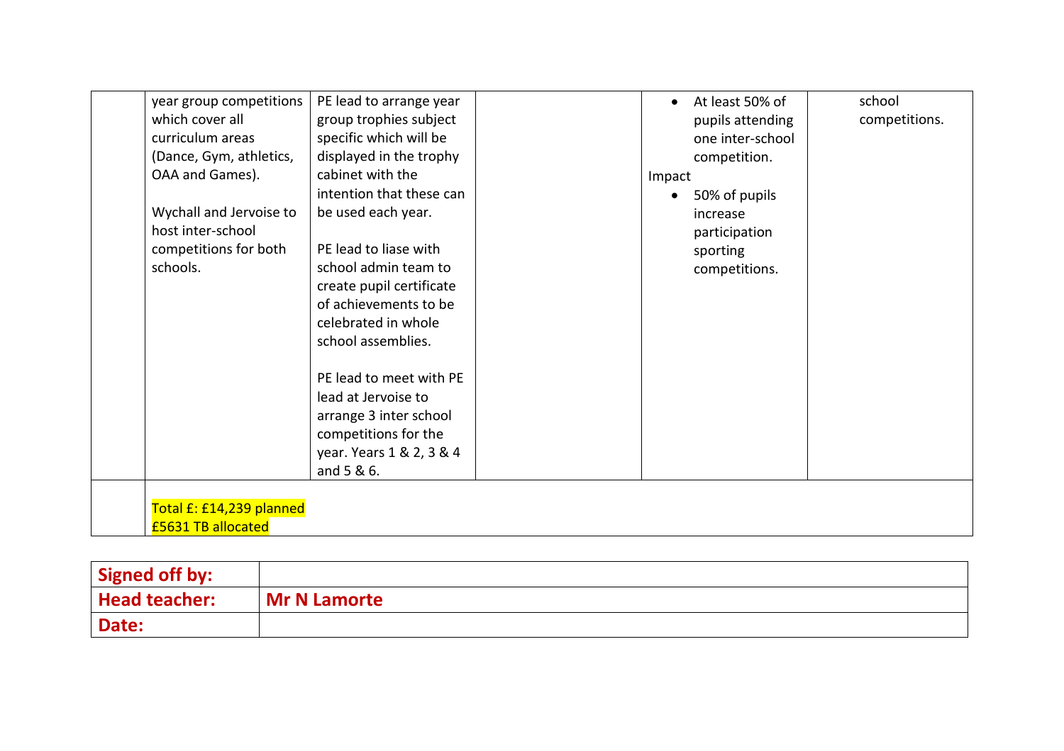| | | | | | |
|---|---|---|---|---|---|
| | year group competitions which cover all curriculum areas (Dance, Gym, athletics, OAA and Games).<br><br>Wychall and Jervoise to host inter-school competitions for both schools. | PE lead to arrange year group trophies subject specific which will be displayed in the trophy cabinet with the intention that these can be used each year.<br><br>PE lead to liase with school admin team to create pupil certificate of achievements to be celebrated in whole school assemblies.<br><br>PE lead to meet with PE lead at Jervoise to arrange 3 inter school competitions for the year. Years 1 & 2, 3 & 4 and 5 & 6. | | • At least 50% of pupils attending one inter-school competition.<br>Impact<br>• 50% of pupils increase participation sporting competitions. | school competitions. |
| | Total £: £14,239 planned<br>£5631 TB allocated | | | | |

| | |
|---|---|
| **Signed off by:** | |
| **Head teacher:** | **Mr N Lamorte** |
| **Date:** | |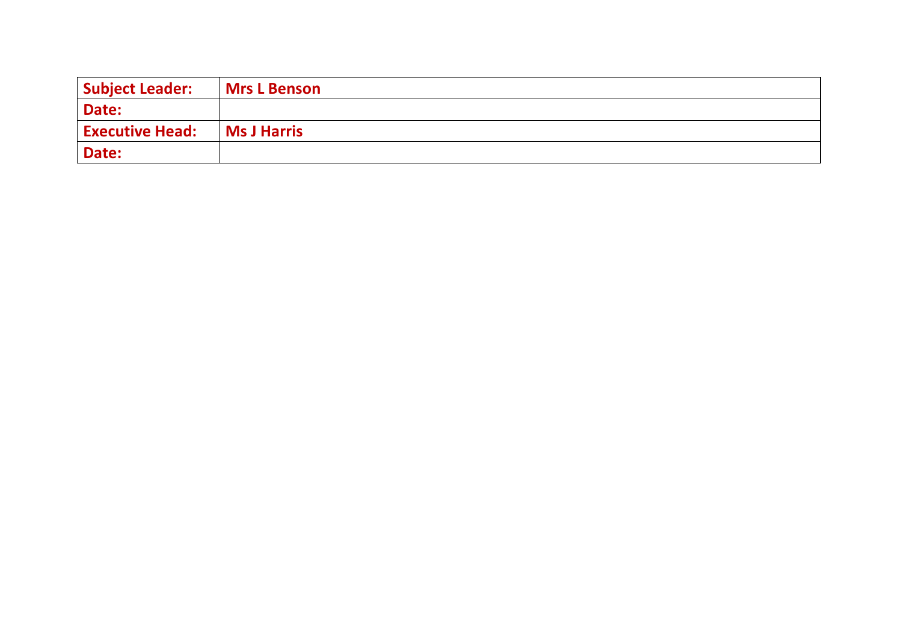| | |
|---|---|
| **Subject Leader:** | **Mrs L Benson** |
| **Date:** | |
| **Executive Head:** | **Ms J Harris** |
| **Date:** | |